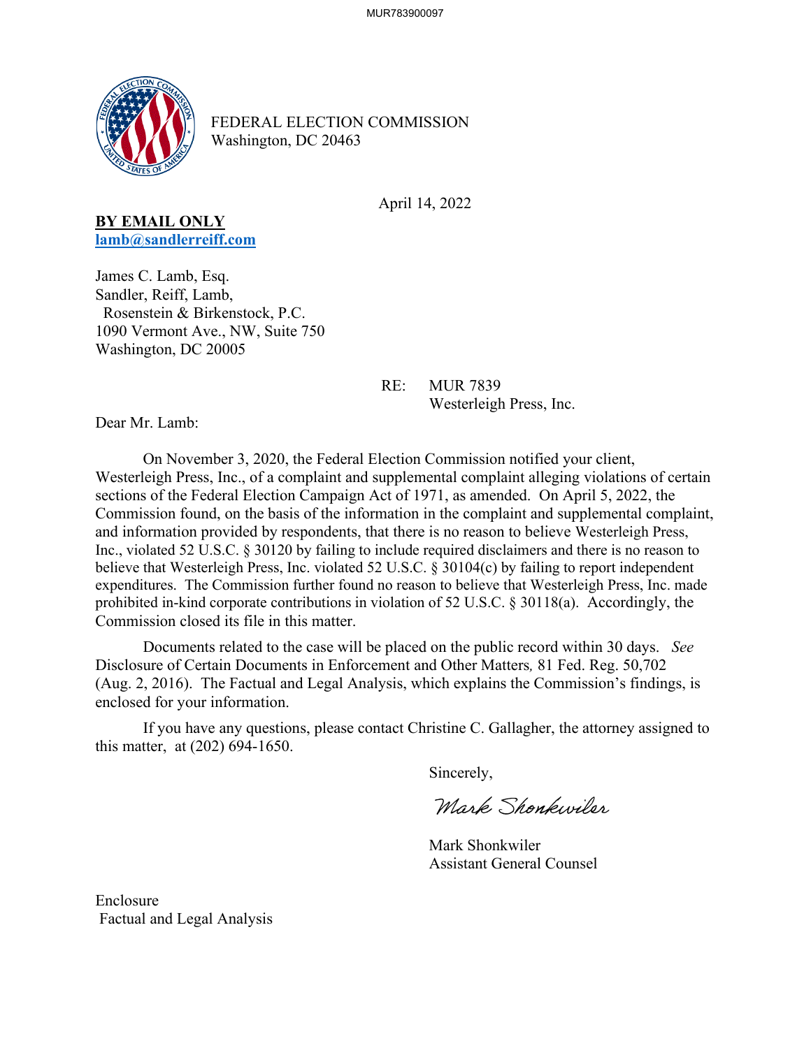FEDERAL ELECTION COMMISSION
Washington, DC 20463

April 14, 2022

**BY EMAIL ONLY**
**lamb@sandlerreiff.com**

James C. Lamb, Esq.
Sandler, Reiff, Lamb,
Rosenstein & Birkenstock, P.C.
1090 Vermont Ave., NW, Suite 750
Washington, DC 20005

RE: MUR 7839
Westerleigh Press, Inc.

Dear Mr. Lamb:

On November 3, 2020, the Federal Election Commission notified your client, Westerleigh Press, Inc., of a complaint and supplemental complaint alleging violations of certain sections of the Federal Election Campaign Act of 1971, as amended. On April 5, 2022, the Commission found, on the basis of the information in the complaint and supplemental complaint, and information provided by respondents, that there is no reason to believe Westerleigh Press, Inc., violated 52 U.S.C. § 30120 by failing to include required disclaimers and there is no reason to believe that Westerleigh Press, Inc. violated 52 U.S.C. § 30104(c) by failing to report independent expenditures. The Commission further found no reason to believe that Westerleigh Press, Inc. made prohibited in-kind corporate contributions in violation of 52 U.S.C. § 30118(a). Accordingly, the Commission closed its file in this matter.

Documents related to the case will be placed on the public record within 30 days. *See* Disclosure of Certain Documents in Enforcement and Other Matters*,* 81 Fed. Reg. 50,702 (Aug. 2, 2016). The Factual and Legal Analysis, which explains the Commission's findings, is enclosed for your information.

If you have any questions, please contact Christine C. Gallagher, the attorney assigned to this matter, at (202) 694-1650.

Sincerely,

Mark Shonkwiler

Mark Shonkwiler
Assistant General Counsel

Enclosure
Factual and Legal Analysis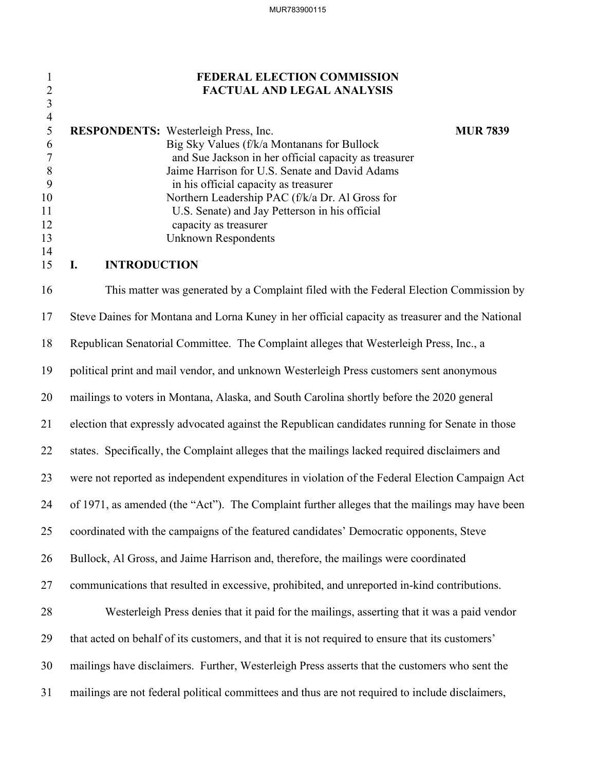# FEDERAL ELECTION COMMISSION
# FACTUAL AND LEGAL ANALYSIS

**RESPONDENTS:** Westerleigh Press, Inc. **MUR 7839**
Big Sky Values (f/k/a Montanans for Bullock and Sue Jackson in her official capacity as treasurer
Jaime Harrison for U.S. Senate and David Adams in his official capacity as treasurer
Northern Leadership PAC (f/k/a Dr. Al Gross for U.S. Senate) and Jay Petterson in his official capacity as treasurer
Unknown Respondents

## I. INTRODUCTION

This matter was generated by a Complaint filed with the Federal Election Commission by Steve Daines for Montana and Lorna Kuney in her official capacity as treasurer and the National Republican Senatorial Committee. The Complaint alleges that Westerleigh Press, Inc., a political print and mail vendor, and unknown Westerleigh Press customers sent anonymous mailings to voters in Montana, Alaska, and South Carolina shortly before the 2020 general election that expressly advocated against the Republican candidates running for Senate in those states. Specifically, the Complaint alleges that the mailings lacked required disclaimers and were not reported as independent expenditures in violation of the Federal Election Campaign Act of 1971, as amended (the "Act"). The Complaint further alleges that the mailings may have been coordinated with the campaigns of the featured candidates' Democratic opponents, Steve Bullock, Al Gross, and Jaime Harrison and, therefore, the mailings were coordinated communications that resulted in excessive, prohibited, and unreported in-kind contributions.

Westerleigh Press denies that it paid for the mailings, asserting that it was a paid vendor that acted on behalf of its customers, and that it is not required to ensure that its customers' mailings have disclaimers. Further, Westerleigh Press asserts that the customers who sent the mailings are not federal political committees and thus are not required to include disclaimers,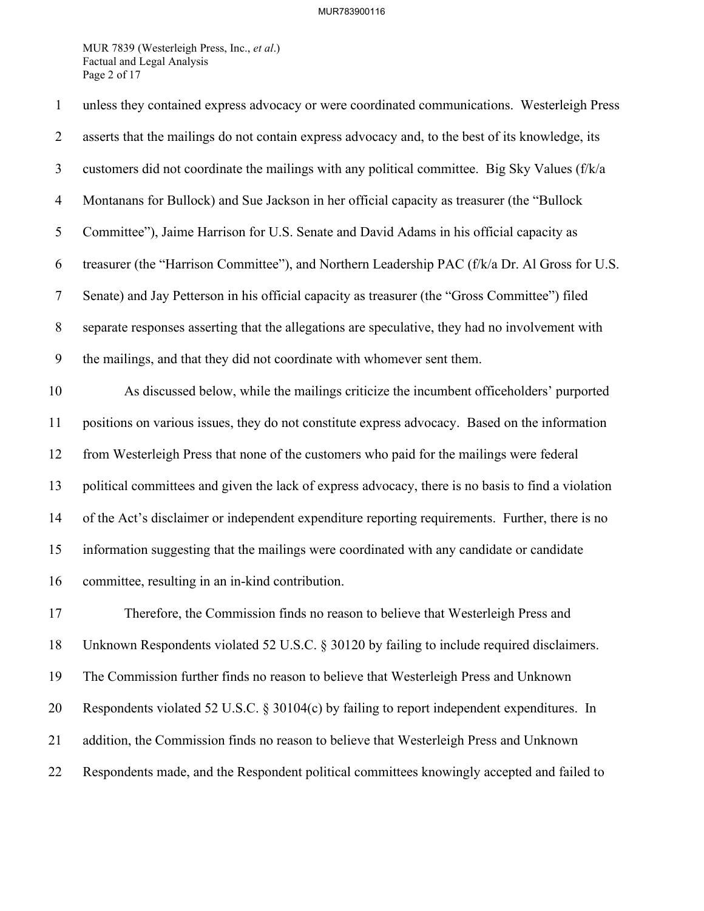unless they contained express advocacy or were coordinated communications. Westerleigh Press asserts that the mailings do not contain express advocacy and, to the best of its knowledge, its customers did not coordinate the mailings with any political committee. Big Sky Values (f/k/a Montanans for Bullock) and Sue Jackson in her official capacity as treasurer (the "Bullock Committee"), Jaime Harrison for U.S. Senate and David Adams in his official capacity as treasurer (the "Harrison Committee"), and Northern Leadership PAC (f/k/a Dr. Al Gross for U.S. Senate) and Jay Petterson in his official capacity as treasurer (the "Gross Committee") filed separate responses asserting that the allegations are speculative, they had no involvement with the mailings, and that they did not coordinate with whomever sent them.

As discussed below, while the mailings criticize the incumbent officeholders' purported positions on various issues, they do not constitute express advocacy. Based on the information from Westerleigh Press that none of the customers who paid for the mailings were federal political committees and given the lack of express advocacy, there is no basis to find a violation of the Act's disclaimer or independent expenditure reporting requirements. Further, there is no information suggesting that the mailings were coordinated with any candidate or candidate committee, resulting in an in-kind contribution.

Therefore, the Commission finds no reason to believe that Westerleigh Press and Unknown Respondents violated 52 U.S.C. § 30120 by failing to include required disclaimers. The Commission further finds no reason to believe that Westerleigh Press and Unknown Respondents violated 52 U.S.C. § 30104(c) by failing to report independent expenditures. In addition, the Commission finds no reason to believe that Westerleigh Press and Unknown Respondents made, and the Respondent political committees knowingly accepted and failed to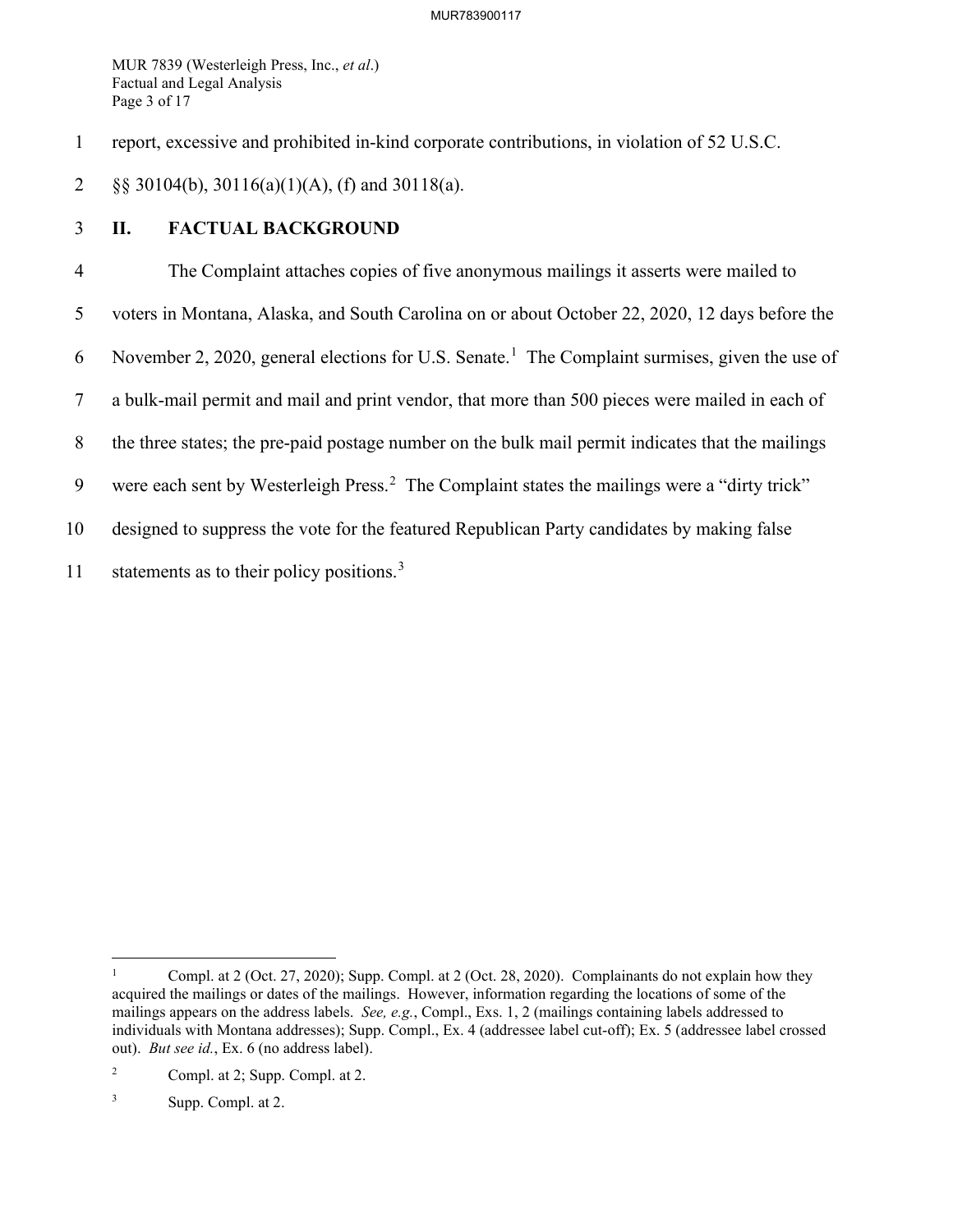report, excessive and prohibited in-kind corporate contributions, in violation of 52 U.S.C. §§ 30104(b), 30116(a)(1)(A), (f) and 30118(a).

## II. FACTUAL BACKGROUND

The Complaint attaches copies of five anonymous mailings it asserts were mailed to voters in Montana, Alaska, and South Carolina on or about October 22, 2020, 12 days before the November 2, 2020, general elections for U.S. Senate.[1] The Complaint surmises, given the use of a bulk-mail permit and mail and print vendor, that more than 500 pieces were mailed in each of the three states; the pre-paid postage number on the bulk mail permit indicates that the mailings were each sent by Westerleigh Press.[2] The Complaint states the mailings were a "dirty trick" designed to suppress the vote for the featured Republican Party candidates by making false statements as to their policy positions.[3]

---

[1] Compl. at 2 (Oct. 27, 2020); Supp. Compl. at 2 (Oct. 28, 2020). Complainants do not explain how they acquired the mailings or dates of the mailings. However, information regarding the locations of some of the mailings appears on the address labels. *See, e.g.*, Compl., Exs. 1, 2 (mailings containing labels addressed to individuals with Montana addresses); Supp. Compl., Ex. 4 (addressee label cut-off); Ex. 5 (addressee label crossed out). *But see id.*, Ex. 6 (no address label).

[2] Compl. at 2; Supp. Compl. at 2.

[3] Supp. Compl. at 2.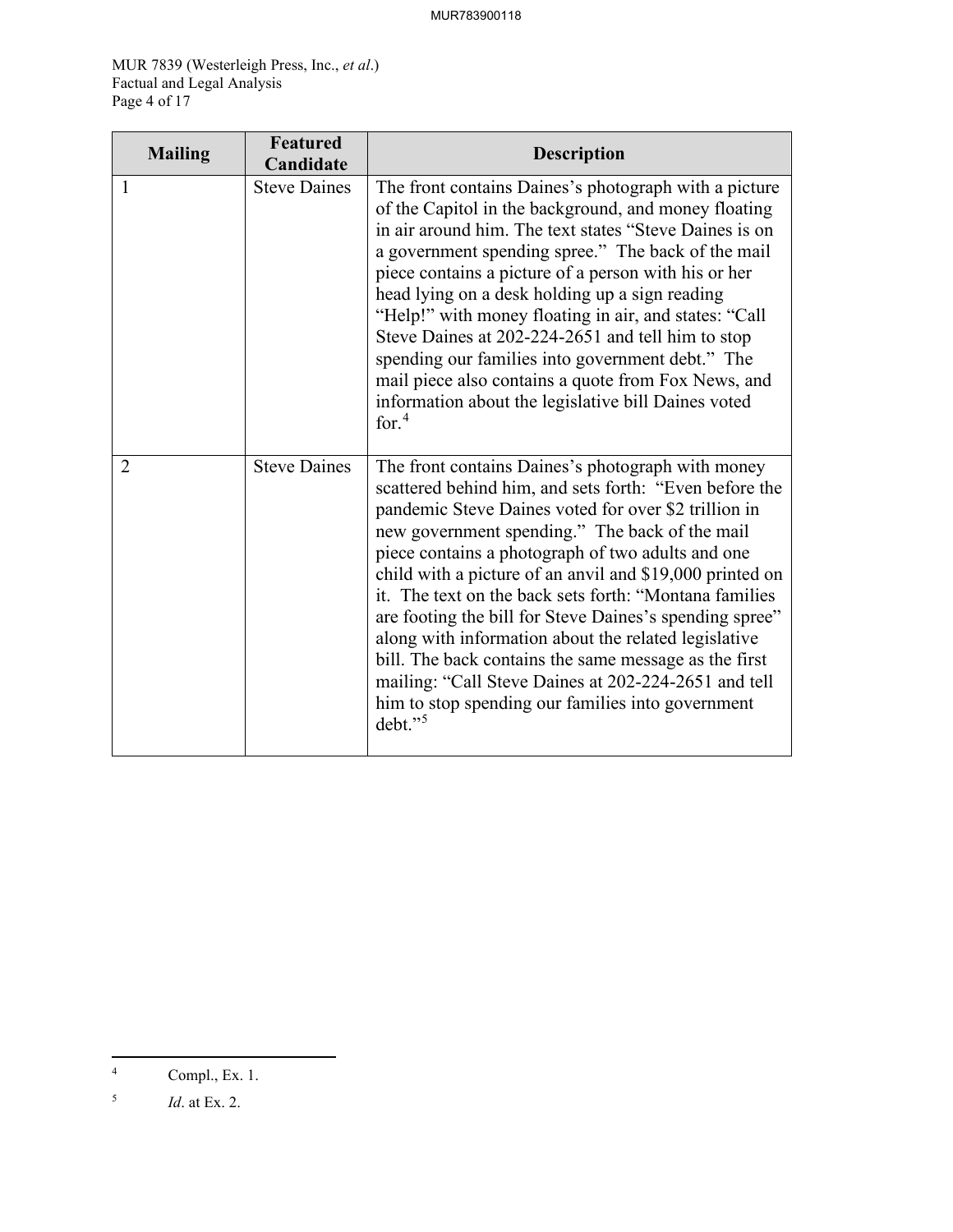| Mailing | Featured Candidate | Description |
|---|---|---|
| 1 | Steve Daines | The front contains Daines's photograph with a picture of the Capitol in the background, and money floating in air around him. The text states "Steve Daines is on a government spending spree." The back of the mail piece contains a picture of a person with his or her head lying on a desk holding up a sign reading "Help!" with money floating in air, and states: "Call Steve Daines at 202-224-2651 and tell him to stop spending our families into government debt." The mail piece also contains a quote from Fox News, and information about the legislative bill Daines voted for.[4] |
| 2 | Steve Daines | The front contains Daines's photograph with money scattered behind him, and sets forth: "Even before the pandemic Steve Daines voted for over $2 trillion in new government spending." The back of the mail piece contains a photograph of two adults and one child with a picture of an anvil and $19,000 printed on it. The text on the back sets forth: "Montana families are footing the bill for Steve Daines's spending spree" along with information about the related legislative bill. The back contains the same message as the first mailing: "Call Steve Daines at 202-224-2651 and tell him to stop spending our families into government debt."[5] |

---

[4] Compl., Ex. 1.

[5] *Id*. at Ex. 2.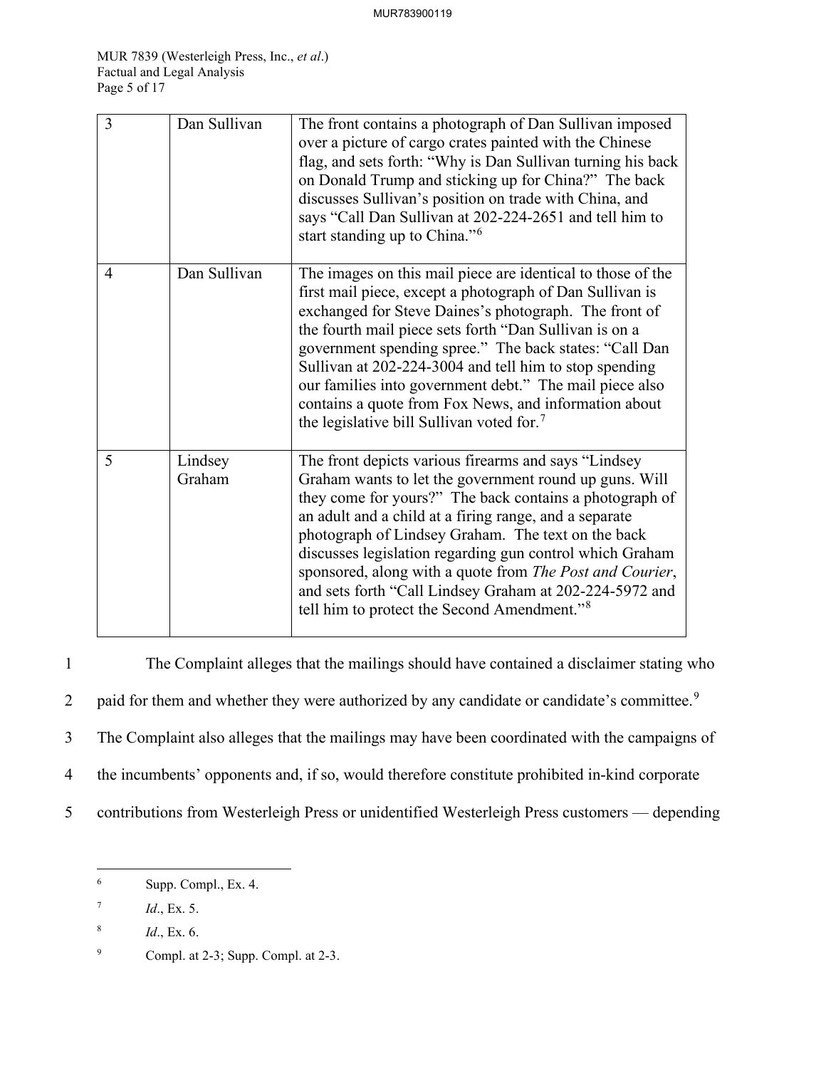| 3 | Dan Sullivan | The front contains a photograph of Dan Sullivan imposed over a picture of cargo crates painted with the Chinese flag, and sets forth: "Why is Dan Sullivan turning his back on Donald Trump and sticking up for China?" The back discusses Sullivan's position on trade with China, and says "Call Dan Sullivan at 202-224-2651 and tell him to start standing up to China."[6] |
|---|---|---|
| 4 | Dan Sullivan | The images on this mail piece are identical to those of the first mail piece, except a photograph of Dan Sullivan is exchanged for Steve Daines's photograph. The front of the fourth mail piece sets forth "Dan Sullivan is on a government spending spree." The back states: "Call Dan Sullivan at 202-224-3004 and tell him to stop spending our families into government debt." The mail piece also contains a quote from Fox News, and information about the legislative bill Sullivan voted for.[7] |
| 5 | Lindsey Graham | The front depicts various firearms and says "Lindsey Graham wants to let the government round up guns. Will they come for yours?" The back contains a photograph of an adult and a child at a firing range, and a separate photograph of Lindsey Graham. The text on the back discusses legislation regarding gun control which Graham sponsored, along with a quote from *The Post and Courier*, and sets forth "Call Lindsey Graham at 202-224-5972 and tell him to protect the Second Amendment."[8] |

The Complaint alleges that the mailings should have contained a disclaimer stating who paid for them and whether they were authorized by any candidate or candidate's committee.[9] The Complaint also alleges that the mailings may have been coordinated with the campaigns of the incumbents' opponents and, if so, would therefore constitute prohibited in-kind corporate contributions from Westerleigh Press or unidentified Westerleigh Press customers — depending

[6] Supp. Compl., Ex. 4.

[7] *Id*., Ex. 5.

[8] *Id*., Ex. 6.

[9] Compl. at 2-3; Supp. Compl. at 2-3.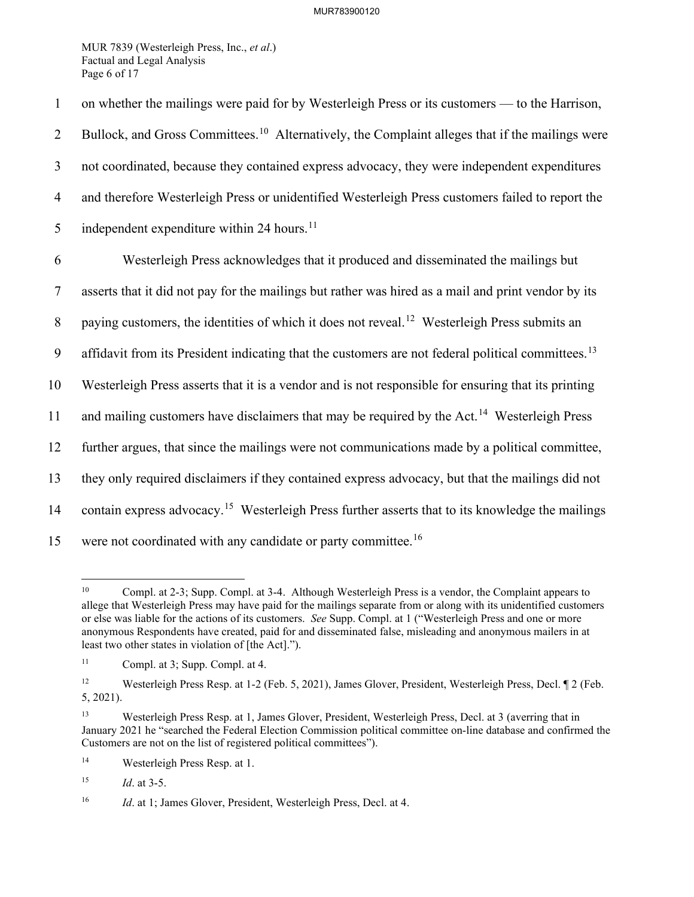on whether the mailings were paid for by Westerleigh Press or its customers — to the Harrison, Bullock, and Gross Committees.[10] Alternatively, the Complaint alleges that if the mailings were not coordinated, because they contained express advocacy, they were independent expenditures and therefore Westerleigh Press or unidentified Westerleigh Press customers failed to report the independent expenditure within 24 hours.[11]

Westerleigh Press acknowledges that it produced and disseminated the mailings but asserts that it did not pay for the mailings but rather was hired as a mail and print vendor by its paying customers, the identities of which it does not reveal.[12] Westerleigh Press submits an affidavit from its President indicating that the customers are not federal political committees.[13] Westerleigh Press asserts that it is a vendor and is not responsible for ensuring that its printing and mailing customers have disclaimers that may be required by the Act.[14] Westerleigh Press further argues, that since the mailings were not communications made by a political committee, they only required disclaimers if they contained express advocacy, but that the mailings did not contain express advocacy.[15] Westerleigh Press further asserts that to its knowledge the mailings were not coordinated with any candidate or party committee.[16]

---

[10] Compl. at 2-3; Supp. Compl. at 3-4. Although Westerleigh Press is a vendor, the Complaint appears to allege that Westerleigh Press may have paid for the mailings separate from or along with its unidentified customers or else was liable for the actions of its customers. *See* Supp. Compl. at 1 ("Westerleigh Press and one or more anonymous Respondents have created, paid for and disseminated false, misleading and anonymous mailers in at least two other states in violation of [the Act].").

[11] Compl. at 3; Supp. Compl. at 4.

[12] Westerleigh Press Resp. at 1-2 (Feb. 5, 2021), James Glover, President, Westerleigh Press, Decl. ¶ 2 (Feb. 5, 2021).

[13] Westerleigh Press Resp. at 1, James Glover, President, Westerleigh Press, Decl. at 3 (averring that in January 2021 he "searched the Federal Election Commission political committee on-line database and confirmed the Customers are not on the list of registered political committees").

[14] Westerleigh Press Resp. at 1.

[15] *Id*. at 3-5.

[16] *Id*. at 1; James Glover, President, Westerleigh Press, Decl. at 4.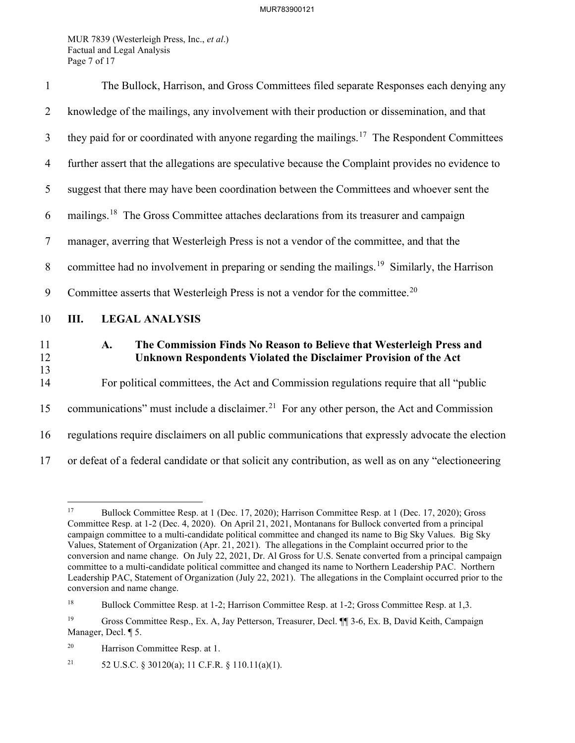The Bullock, Harrison, and Gross Committees filed separate Responses each denying any knowledge of the mailings, any involvement with their production or dissemination, and that they paid for or coordinated with anyone regarding the mailings.[17] The Respondent Committees further assert that the allegations are speculative because the Complaint provides no evidence to suggest that there may have been coordination between the Committees and whoever sent the mailings.[18] The Gross Committee attaches declarations from its treasurer and campaign manager, averring that Westerleigh Press is not a vendor of the committee, and that the committee had no involvement in preparing or sending the mailings.[19] Similarly, the Harrison Committee asserts that Westerleigh Press is not a vendor for the committee.[20]

## III. LEGAL ANALYSIS

### A. The Commission Finds No Reason to Believe that Westerleigh Press and Unknown Respondents Violated the Disclaimer Provision of the Act

For political committees, the Act and Commission regulations require that all "public communications" must include a disclaimer.[21] For any other person, the Act and Commission regulations require disclaimers on all public communications that expressly advocate the election or defeat of a federal candidate or that solicit any contribution, as well as on any "electioneering

---

[17] Bullock Committee Resp. at 1 (Dec. 17, 2020); Harrison Committee Resp. at 1 (Dec. 17, 2020); Gross Committee Resp. at 1-2 (Dec. 4, 2020). On April 21, 2021, Montanans for Bullock converted from a principal campaign committee to a multi-candidate political committee and changed its name to Big Sky Values. Big Sky Values, Statement of Organization (Apr. 21, 2021). The allegations in the Complaint occurred prior to the conversion and name change. On July 22, 2021, Dr. Al Gross for U.S. Senate converted from a principal campaign committee to a multi-candidate political committee and changed its name to Northern Leadership PAC. Northern Leadership PAC, Statement of Organization (July 22, 2021). The allegations in the Complaint occurred prior to the conversion and name change.

[18] Bullock Committee Resp. at 1-2; Harrison Committee Resp. at 1-2; Gross Committee Resp. at 1,3.

[19] Gross Committee Resp., Ex. A, Jay Petterson, Treasurer, Decl. ¶¶ 3-6, Ex. B, David Keith, Campaign Manager, Decl. ¶ 5.

[20] Harrison Committee Resp. at 1.

[21] 52 U.S.C. § 30120(a); 11 C.F.R. § 110.11(a)(1).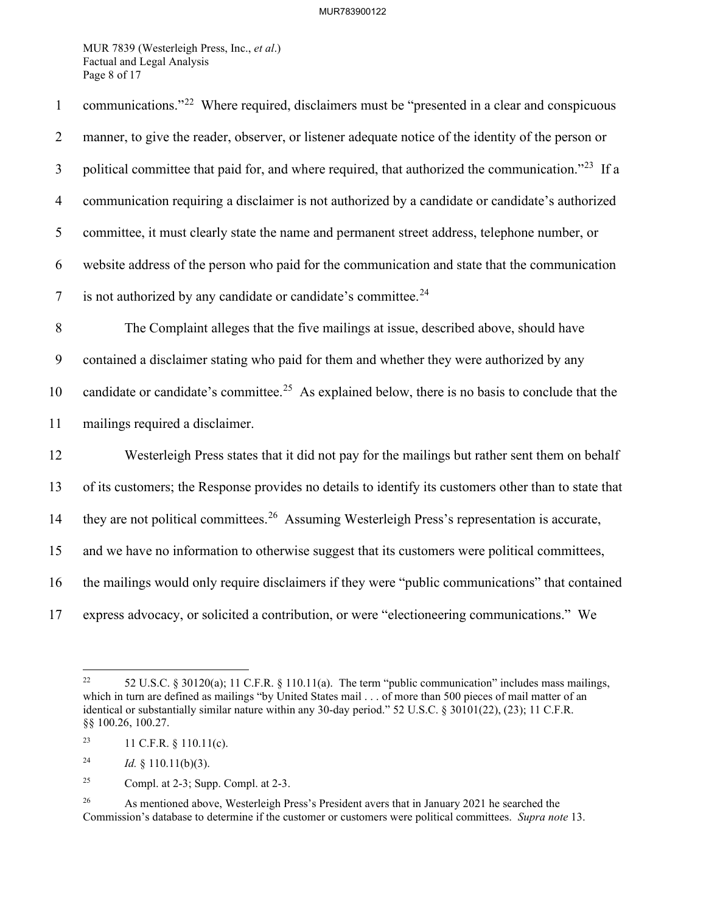communications."[22] Where required, disclaimers must be "presented in a clear and conspicuous manner, to give the reader, observer, or listener adequate notice of the identity of the person or political committee that paid for, and where required, that authorized the communication."[23] If a communication requiring a disclaimer is not authorized by a candidate or candidate's authorized committee, it must clearly state the name and permanent street address, telephone number, or website address of the person who paid for the communication and state that the communication is not authorized by any candidate or candidate's committee.[24]

The Complaint alleges that the five mailings at issue, described above, should have contained a disclaimer stating who paid for them and whether they were authorized by any candidate or candidate's committee.[25] As explained below, there is no basis to conclude that the mailings required a disclaimer.

Westerleigh Press states that it did not pay for the mailings but rather sent them on behalf of its customers; the Response provides no details to identify its customers other than to state that they are not political committees.[26] Assuming Westerleigh Press's representation is accurate, and we have no information to otherwise suggest that its customers were political committees, the mailings would only require disclaimers if they were "public communications" that contained express advocacy, or solicited a contribution, or were "electioneering communications." We

---

[22] 52 U.S.C. § 30120(a); 11 C.F.R. § 110.11(a). The term "public communication" includes mass mailings, which in turn are defined as mailings "by United States mail . . . of more than 500 pieces of mail matter of an identical or substantially similar nature within any 30-day period." 52 U.S.C. § 30101(22), (23); 11 C.F.R. §§ 100.26, 100.27.

[23] 11 C.F.R. § 110.11(c).

[24] *Id.* § 110.11(b)(3).

[25] Compl. at 2-3; Supp. Compl. at 2-3.

[26] As mentioned above, Westerleigh Press's President avers that in January 2021 he searched the Commission's database to determine if the customer or customers were political committees. *Supra note* 13.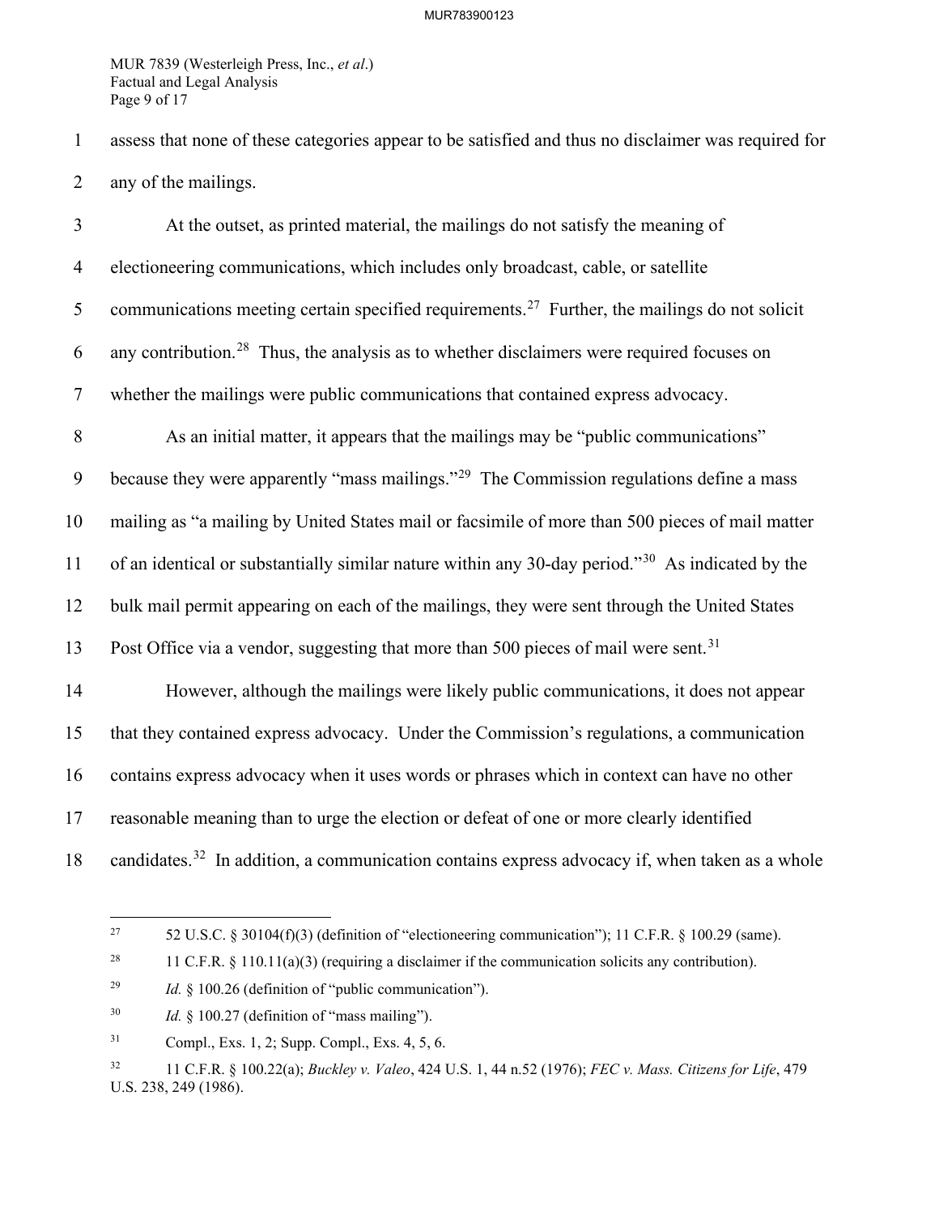assess that none of these categories appear to be satisfied and thus no disclaimer was required for any of the mailings.

At the outset, as printed material, the mailings do not satisfy the meaning of electioneering communications, which includes only broadcast, cable, or satellite communications meeting certain specified requirements.[27] Further, the mailings do not solicit any contribution.[28] Thus, the analysis as to whether disclaimers were required focuses on whether the mailings were public communications that contained express advocacy.

As an initial matter, it appears that the mailings may be "public communications" because they were apparently "mass mailings."[29] The Commission regulations define a mass mailing as "a mailing by United States mail or facsimile of more than 500 pieces of mail matter of an identical or substantially similar nature within any 30-day period."[30] As indicated by the bulk mail permit appearing on each of the mailings, they were sent through the United States Post Office via a vendor, suggesting that more than 500 pieces of mail were sent.[31]

However, although the mailings were likely public communications, it does not appear that they contained express advocacy. Under the Commission's regulations, a communication contains express advocacy when it uses words or phrases which in context can have no other reasonable meaning than to urge the election or defeat of one or more clearly identified candidates.[32] In addition, a communication contains express advocacy if, when taken as a whole

---

[27] 52 U.S.C. § 30104(f)(3) (definition of "electioneering communication"); 11 C.F.R. § 100.29 (same).

[28] 11 C.F.R. § 110.11(a)(3) (requiring a disclaimer if the communication solicits any contribution).

[29] *Id.* § 100.26 (definition of "public communication").

[30] *Id.* § 100.27 (definition of "mass mailing").

[31] Compl., Exs. 1, 2; Supp. Compl., Exs. 4, 5, 6.

[32] 11 C.F.R. § 100.22(a); *Buckley v. Valeo*, 424 U.S. 1, 44 n.52 (1976); *FEC v. Mass. Citizens for Life*, 479 U.S. 238, 249 (1986).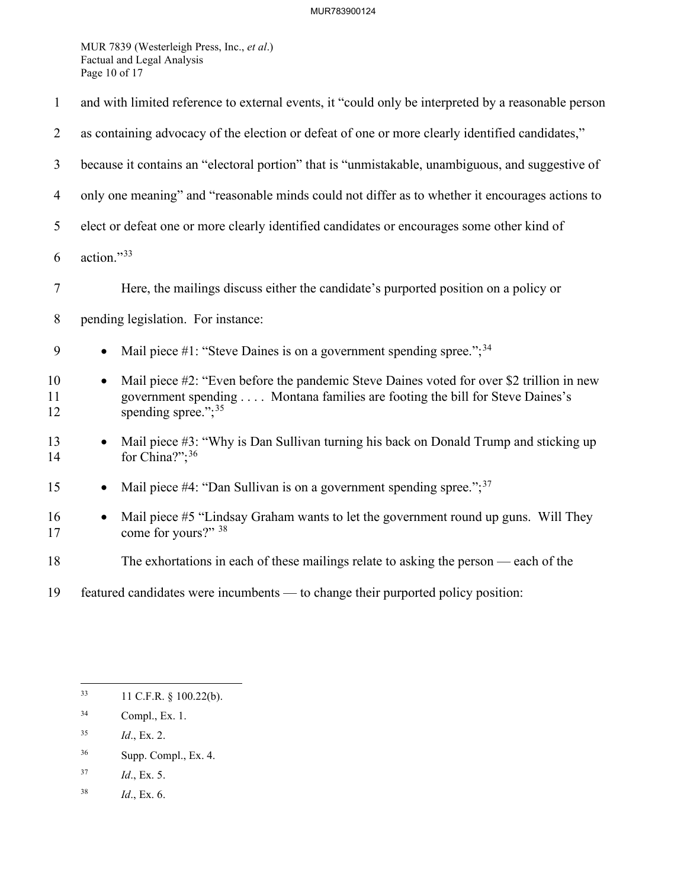and with limited reference to external events, it "could only be interpreted by a reasonable person as containing advocacy of the election or defeat of one or more clearly identified candidates," because it contains an "electoral portion" that is "unmistakable, unambiguous, and suggestive of only one meaning" and "reasonable minds could not differ as to whether it encourages actions to elect or defeat one or more clearly identified candidates or encourages some other kind of action."[33]

Here, the mailings discuss either the candidate's purported position on a policy or pending legislation. For instance:

- Mail piece #1: "Steve Daines is on a government spending spree.";[34]
- Mail piece #2: "Even before the pandemic Steve Daines voted for over $2 trillion in new government spending . . . . Montana families are footing the bill for Steve Daines's spending spree.";[35]
- Mail piece #3: "Why is Dan Sullivan turning his back on Donald Trump and sticking up for China?";[36]
- Mail piece #4: "Dan Sullivan is on a government spending spree.";[37]
- Mail piece #5 "Lindsay Graham wants to let the government round up guns. Will They come for yours?" [38]

The exhortations in each of these mailings relate to asking the person — each of the featured candidates were incumbents — to change their purported policy position:

---

[33] 11 C.F.R. § 100.22(b).

[34] Compl., Ex. 1.

[35] *Id*., Ex. 2.

[36] Supp. Compl., Ex. 4.

[37] *Id*., Ex. 5.

[38] *Id*., Ex. 6.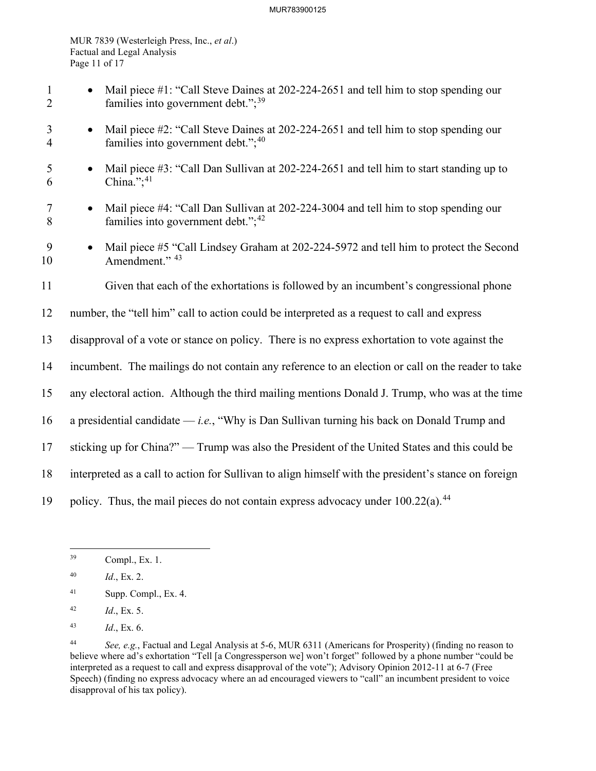- Mail piece #1: "Call Steve Daines at 202-224-2651 and tell him to stop spending our families into government debt.";[39]
- Mail piece #2: "Call Steve Daines at 202-224-2651 and tell him to stop spending our families into government debt.";[40]
- Mail piece #3: "Call Dan Sullivan at 202-224-2651 and tell him to start standing up to China.";[41]
- Mail piece #4: "Call Dan Sullivan at 202-224-3004 and tell him to stop spending our families into government debt.";[42]
- Mail piece #5 "Call Lindsey Graham at 202-224-5972 and tell him to protect the Second Amendment." [43]

Given that each of the exhortations is followed by an incumbent's congressional phone number, the "tell him" call to action could be interpreted as a request to call and express disapproval of a vote or stance on policy. There is no express exhortation to vote against the incumbent. The mailings do not contain any reference to an election or call on the reader to take any electoral action. Although the third mailing mentions Donald J. Trump, who was at the time a presidential candidate — *i.e.*, "Why is Dan Sullivan turning his back on Donald Trump and sticking up for China?" — Trump was also the President of the United States and this could be interpreted as a call to action for Sullivan to align himself with the president's stance on foreign policy. Thus, the mail pieces do not contain express advocacy under 100.22(a).[44]

---

[39] Compl., Ex. 1.

[40] *Id*., Ex. 2.

[41] Supp. Compl., Ex. 4.

[42] *Id*., Ex. 5.

[43] *Id*., Ex. 6.

[44] *See, e.g.*, Factual and Legal Analysis at 5-6, MUR 6311 (Americans for Prosperity) (finding no reason to believe where ad's exhortation "Tell [a Congressperson we] won't forget" followed by a phone number "could be interpreted as a request to call and express disapproval of the vote"); Advisory Opinion 2012-11 at 6-7 (Free Speech) (finding no express advocacy where an ad encouraged viewers to "call" an incumbent president to voice disapproval of his tax policy).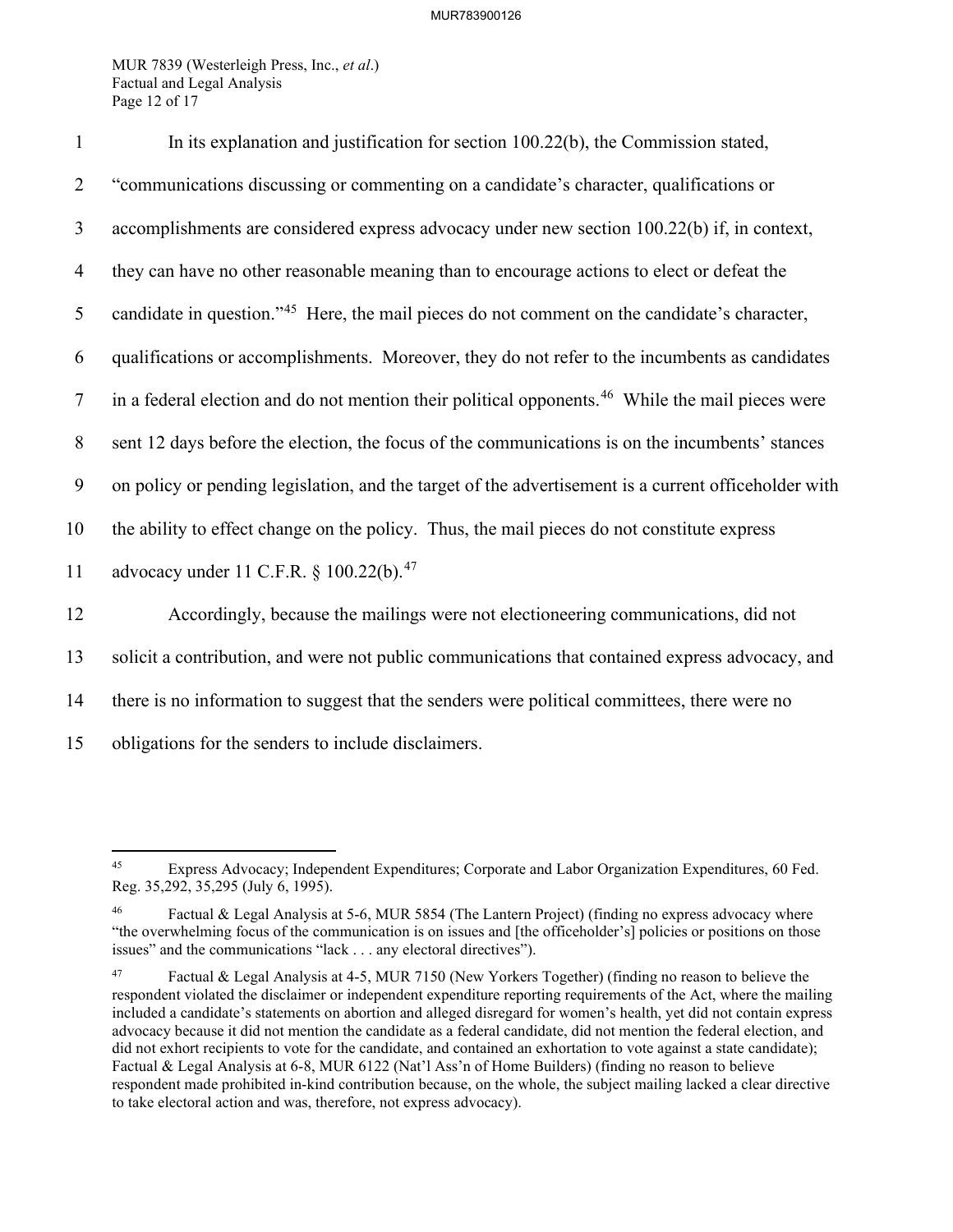In its explanation and justification for section 100.22(b), the Commission stated, "communications discussing or commenting on a candidate's character, qualifications or accomplishments are considered express advocacy under new section 100.22(b) if, in context, they can have no other reasonable meaning than to encourage actions to elect or defeat the candidate in question."[45] Here, the mail pieces do not comment on the candidate's character, qualifications or accomplishments. Moreover, they do not refer to the incumbents as candidates in a federal election and do not mention their political opponents.[46] While the mail pieces were sent 12 days before the election, the focus of the communications is on the incumbents' stances on policy or pending legislation, and the target of the advertisement is a current officeholder with the ability to effect change on the policy. Thus, the mail pieces do not constitute express advocacy under 11 C.F.R. § 100.22(b).[47]

Accordingly, because the mailings were not electioneering communications, did not solicit a contribution, and were not public communications that contained express advocacy, and there is no information to suggest that the senders were political committees, there were no obligations for the senders to include disclaimers.

---

[45] Express Advocacy; Independent Expenditures; Corporate and Labor Organization Expenditures, 60 Fed. Reg. 35,292, 35,295 (July 6, 1995).

[46] Factual & Legal Analysis at 5-6, MUR 5854 (The Lantern Project) (finding no express advocacy where "the overwhelming focus of the communication is on issues and [the officeholder's] policies or positions on those issues" and the communications "lack . . . any electoral directives").

[47] Factual & Legal Analysis at 4-5, MUR 7150 (New Yorkers Together) (finding no reason to believe the respondent violated the disclaimer or independent expenditure reporting requirements of the Act, where the mailing included a candidate's statements on abortion and alleged disregard for women's health, yet did not contain express advocacy because it did not mention the candidate as a federal candidate, did not mention the federal election, and did not exhort recipients to vote for the candidate, and contained an exhortation to vote against a state candidate); Factual & Legal Analysis at 6-8, MUR 6122 (Nat'l Ass'n of Home Builders) (finding no reason to believe respondent made prohibited in-kind contribution because, on the whole, the subject mailing lacked a clear directive to take electoral action and was, therefore, not express advocacy).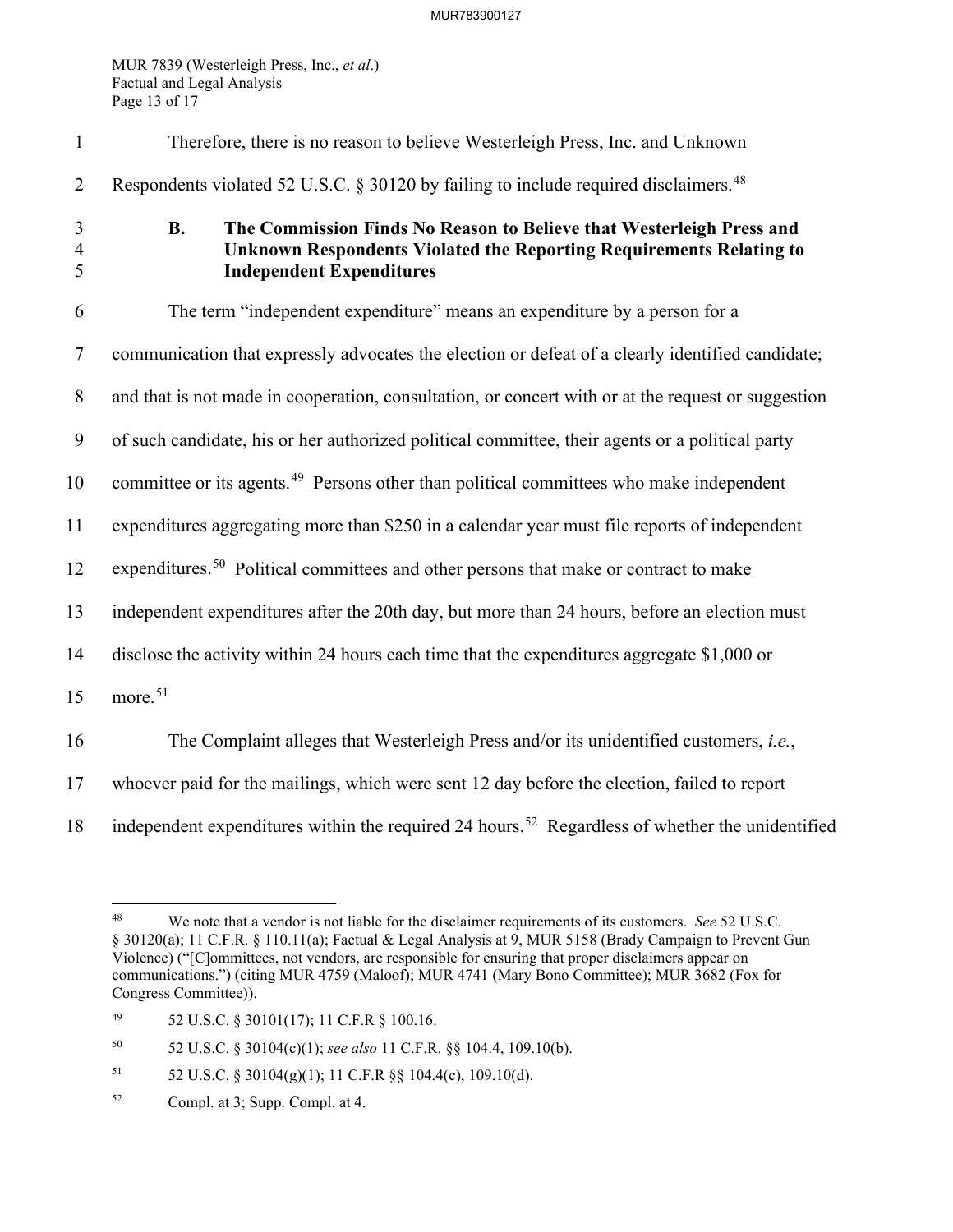Therefore, there is no reason to believe Westerleigh Press, Inc. and Unknown Respondents violated 52 U.S.C. § 30120 by failing to include required disclaimers.[48]

### B. The Commission Finds No Reason to Believe that Westerleigh Press and Unknown Respondents Violated the Reporting Requirements Relating to Independent Expenditures

The term "independent expenditure" means an expenditure by a person for a communication that expressly advocates the election or defeat of a clearly identified candidate; and that is not made in cooperation, consultation, or concert with or at the request or suggestion of such candidate, his or her authorized political committee, their agents or a political party committee or its agents.[49] Persons other than political committees who make independent expenditures aggregating more than $250 in a calendar year must file reports of independent expenditures.[50] Political committees and other persons that make or contract to make independent expenditures after the 20th day, but more than 24 hours, before an election must disclose the activity within 24 hours each time that the expenditures aggregate $1,000 or more.[51]

The Complaint alleges that Westerleigh Press and/or its unidentified customers, *i.e.*, whoever paid for the mailings, which were sent 12 day before the election, failed to report independent expenditures within the required 24 hours.[52] Regardless of whether the unidentified

---

[48] We note that a vendor is not liable for the disclaimer requirements of its customers. *See* 52 U.S.C. § 30120(a); 11 C.F.R. § 110.11(a); Factual & Legal Analysis at 9, MUR 5158 (Brady Campaign to Prevent Gun Violence) ("[C]ommittees, not vendors, are responsible for ensuring that proper disclaimers appear on communications.") (citing MUR 4759 (Maloof); MUR 4741 (Mary Bono Committee); MUR 3682 (Fox for Congress Committee)).

[49] 52 U.S.C. § 30101(17); 11 C.F.R § 100.16.

[50] 52 U.S.C. § 30104(c)(1); *see also* 11 C.F.R. §§ 104.4, 109.10(b).

[51] 52 U.S.C. § 30104(g)(1); 11 C.F.R §§ 104.4(c), 109.10(d).

[52] Compl. at 3; Supp. Compl. at 4.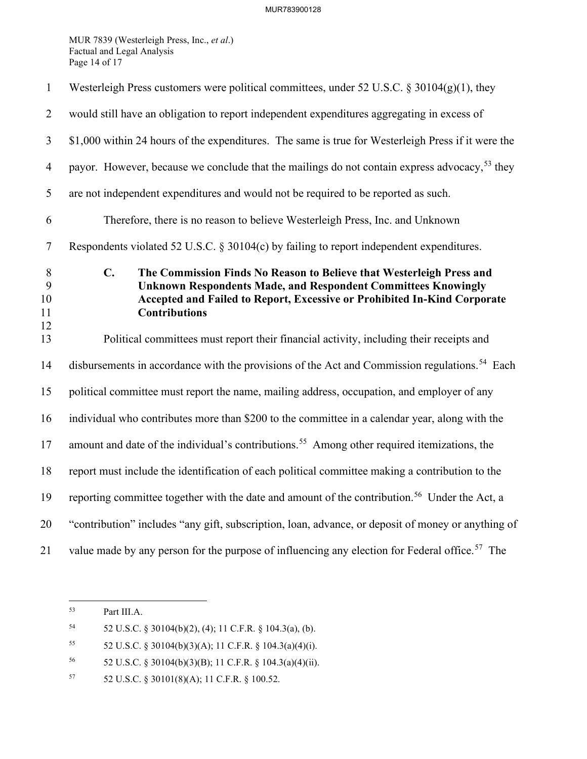Westerleigh Press customers were political committees, under 52 U.S.C. § 30104(g)(1), they would still have an obligation to report independent expenditures aggregating in excess of $1,000 within 24 hours of the expenditures. The same is true for Westerleigh Press if it were the payor. However, because we conclude that the mailings do not contain express advocacy,[53] they are not independent expenditures and would not be required to be reported as such.

Therefore, there is no reason to believe Westerleigh Press, Inc. and Unknown Respondents violated 52 U.S.C. § 30104(c) by failing to report independent expenditures.

### C. The Commission Finds No Reason to Believe that Westerleigh Press and Unknown Respondents Made, and Respondent Committees Knowingly Accepted and Failed to Report, Excessive or Prohibited In-Kind Corporate Contributions

Political committees must report their financial activity, including their receipts and disbursements in accordance with the provisions of the Act and Commission regulations.[54] Each political committee must report the name, mailing address, occupation, and employer of any individual who contributes more than $200 to the committee in a calendar year, along with the amount and date of the individual's contributions.[55] Among other required itemizations, the report must include the identification of each political committee making a contribution to the reporting committee together with the date and amount of the contribution.[56] Under the Act, a "contribution" includes "any gift, subscription, loan, advance, or deposit of money or anything of value made by any person for the purpose of influencing any election for Federal office.[57] The

---

[53] Part III.A.

[54] 52 U.S.C. § 30104(b)(2), (4); 11 C.F.R. § 104.3(a), (b).

[55] 52 U.S.C. § 30104(b)(3)(A); 11 C.F.R. § 104.3(a)(4)(i).

[56] 52 U.S.C. § 30104(b)(3)(B); 11 C.F.R. § 104.3(a)(4)(ii).

[57] 52 U.S.C. § 30101(8)(A); 11 C.F.R. § 100.52.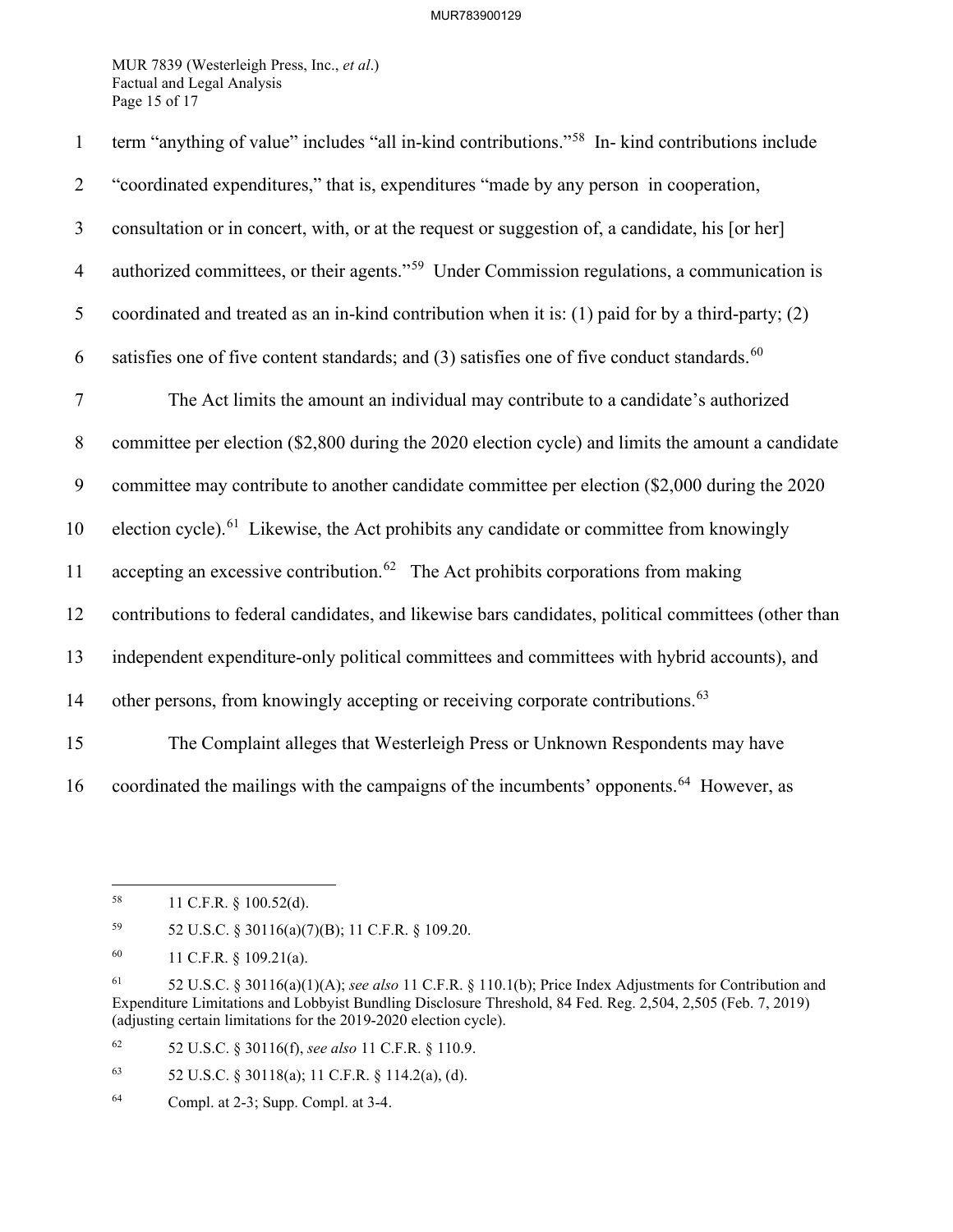term "anything of value" includes "all in-kind contributions."[58] In- kind contributions include "coordinated expenditures," that is, expenditures "made by any person in cooperation, consultation or in concert, with, or at the request or suggestion of, a candidate, his [or her] authorized committees, or their agents."[59] Under Commission regulations, a communication is coordinated and treated as an in-kind contribution when it is: (1) paid for by a third-party; (2) satisfies one of five content standards; and (3) satisfies one of five conduct standards.[60]

The Act limits the amount an individual may contribute to a candidate's authorized committee per election ($2,800 during the 2020 election cycle) and limits the amount a candidate committee may contribute to another candidate committee per election ($2,000 during the 2020 election cycle).[61] Likewise, the Act prohibits any candidate or committee from knowingly accepting an excessive contribution.[62] The Act prohibits corporations from making contributions to federal candidates, and likewise bars candidates, political committees (other than independent expenditure-only political committees and committees with hybrid accounts), and other persons, from knowingly accepting or receiving corporate contributions.[63]

The Complaint alleges that Westerleigh Press or Unknown Respondents may have coordinated the mailings with the campaigns of the incumbents' opponents.[64] However, as

---

[58] 11 C.F.R. § 100.52(d).

[59] 52 U.S.C. § 30116(a)(7)(B); 11 C.F.R. § 109.20.

[60] 11 C.F.R. § 109.21(a).

[61] 52 U.S.C. § 30116(a)(1)(A); *see also* 11 C.F.R. § 110.1(b); Price Index Adjustments for Contribution and Expenditure Limitations and Lobbyist Bundling Disclosure Threshold, 84 Fed. Reg. 2,504, 2,505 (Feb. 7, 2019) (adjusting certain limitations for the 2019-2020 election cycle).

[62] 52 U.S.C. § 30116(f), *see also* 11 C.F.R. § 110.9.

[63] 52 U.S.C. § 30118(a); 11 C.F.R. § 114.2(a), (d).

[64] Compl. at 2-3; Supp. Compl. at 3-4.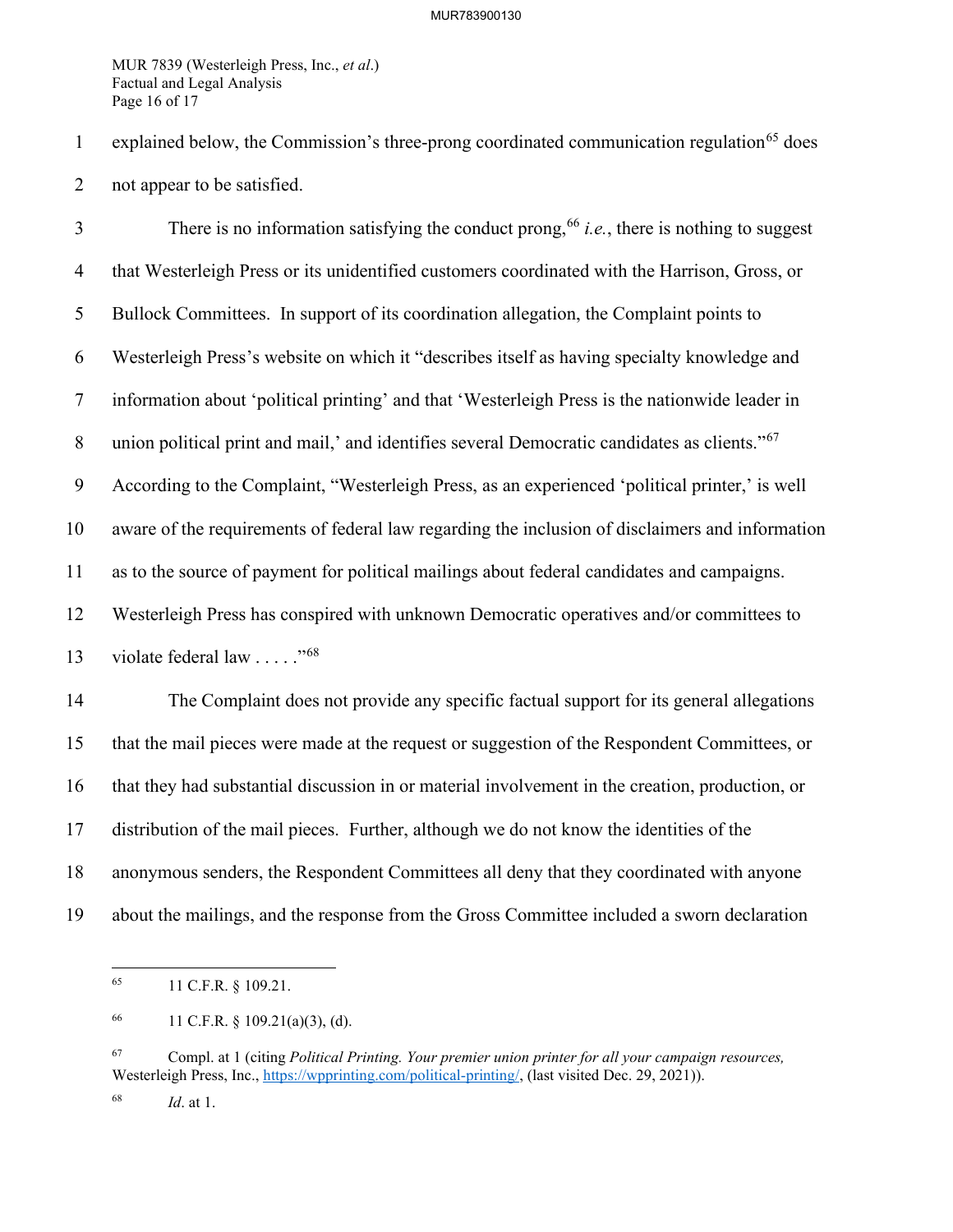explained below, the Commission's three-prong coordinated communication regulation[65] does not appear to be satisfied.

There is no information satisfying the conduct prong,[66] *i.e.*, there is nothing to suggest that Westerleigh Press or its unidentified customers coordinated with the Harrison, Gross, or Bullock Committees. In support of its coordination allegation, the Complaint points to Westerleigh Press's website on which it "describes itself as having specialty knowledge and information about 'political printing' and that 'Westerleigh Press is the nationwide leader in union political print and mail,' and identifies several Democratic candidates as clients."[67] According to the Complaint, "Westerleigh Press, as an experienced 'political printer,' is well aware of the requirements of federal law regarding the inclusion of disclaimers and information as to the source of payment for political mailings about federal candidates and campaigns. Westerleigh Press has conspired with unknown Democratic operatives and/or committees to violate federal law . . . . ."[68]

The Complaint does not provide any specific factual support for its general allegations that the mail pieces were made at the request or suggestion of the Respondent Committees, or that they had substantial discussion in or material involvement in the creation, production, or distribution of the mail pieces. Further, although we do not know the identities of the anonymous senders, the Respondent Committees all deny that they coordinated with anyone about the mailings, and the response from the Gross Committee included a sworn declaration

---

[65] 11 C.F.R. § 109.21.

[66] 11 C.F.R. § 109.21(a)(3), (d).

[67] Compl. at 1 (citing *Political Printing. Your premier union printer for all your campaign resources,* Westerleigh Press, Inc., https://wpprinting.com/political-printing/, (last visited Dec. 29, 2021)).

[68] *Id*. at 1.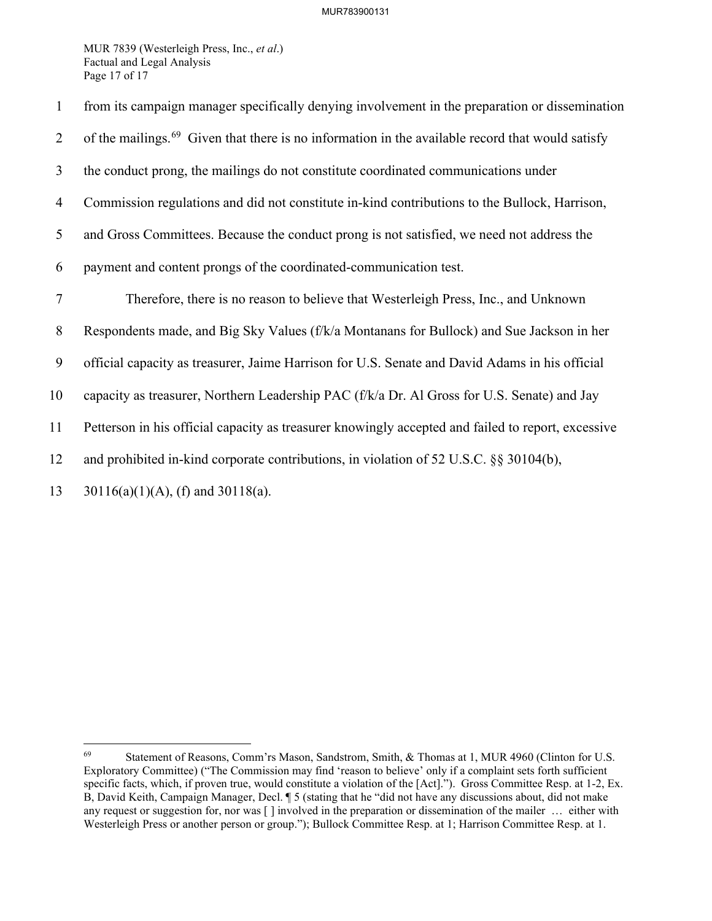from its campaign manager specifically denying involvement in the preparation or dissemination of the mailings.[69] Given that there is no information in the available record that would satisfy the conduct prong, the mailings do not constitute coordinated communications under Commission regulations and did not constitute in-kind contributions to the Bullock, Harrison, and Gross Committees. Because the conduct prong is not satisfied, we need not address the payment and content prongs of the coordinated-communication test.

Therefore, there is no reason to believe that Westerleigh Press, Inc., and Unknown Respondents made, and Big Sky Values (f/k/a Montanans for Bullock) and Sue Jackson in her official capacity as treasurer, Jaime Harrison for U.S. Senate and David Adams in his official capacity as treasurer, Northern Leadership PAC (f/k/a Dr. Al Gross for U.S. Senate) and Jay Petterson in his official capacity as treasurer knowingly accepted and failed to report, excessive and prohibited in-kind corporate contributions, in violation of 52 U.S.C. §§ 30104(b), 30116(a)(1)(A), (f) and 30118(a).

---

[69] Statement of Reasons, Comm'rs Mason, Sandstrom, Smith, & Thomas at 1, MUR 4960 (Clinton for U.S. Exploratory Committee) ("The Commission may find 'reason to believe' only if a complaint sets forth sufficient specific facts, which, if proven true, would constitute a violation of the [Act]."). Gross Committee Resp. at 1-2, Ex. B, David Keith, Campaign Manager, Decl. ¶ 5 (stating that he "did not have any discussions about, did not make any request or suggestion for, nor was [ ] involved in the preparation or dissemination of the mailer … either with Westerleigh Press or another person or group."); Bullock Committee Resp. at 1; Harrison Committee Resp. at 1.